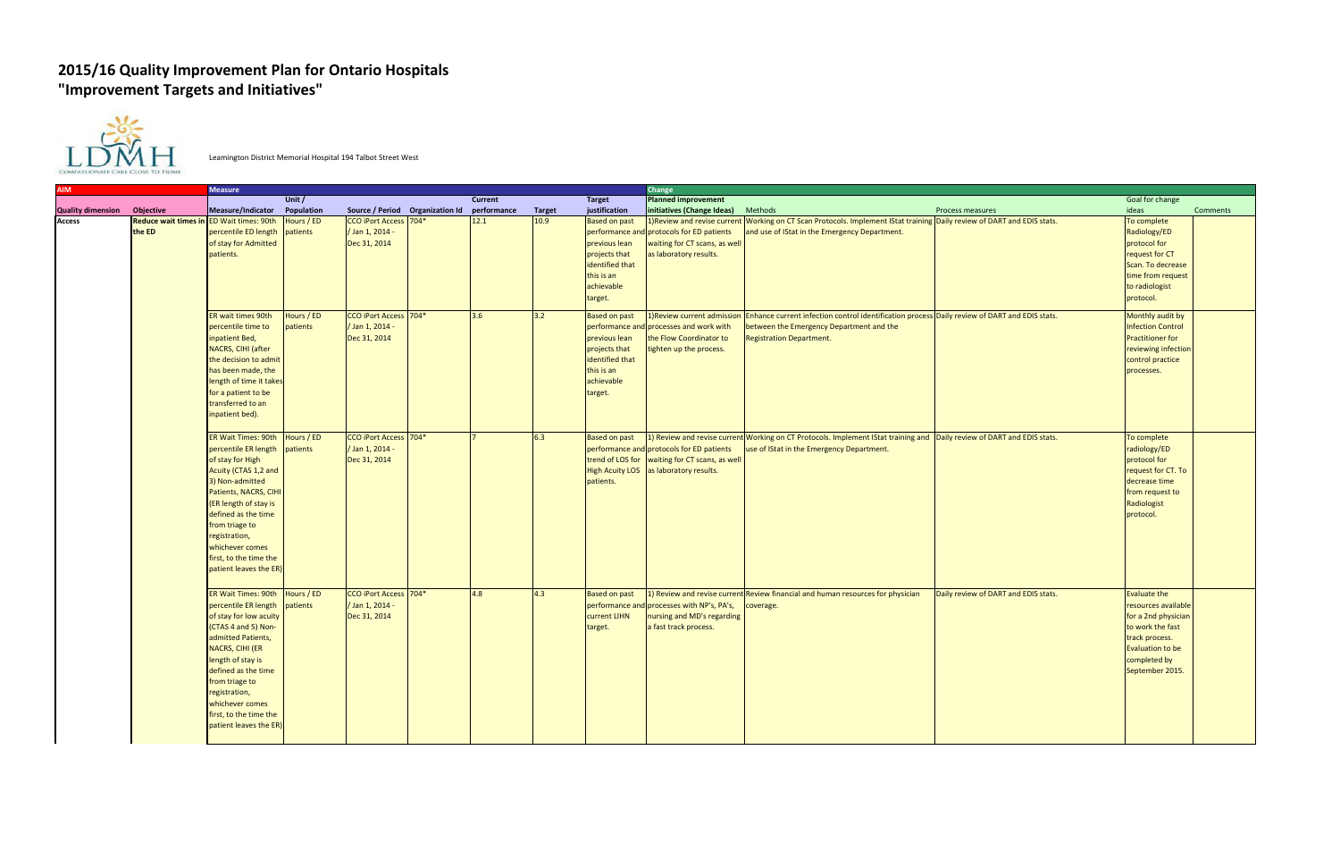# 2015/16 Quality Improvement Plan for Ontario Hospitals
# "Improvement Targets and Initiatives"

Leamington District Memorial Hospital 194 Talbot Street West

| AIM | | Measure | | | | | | | Change | | | | | |
|---|---|---|---|---|---|---|---|---|---|---|---|---|---|---|
| Quality dimension | Objective | Measure/Indicator | Unit / Population | Source / Period | Organization Id | Current performance | Target | Target justification | Planned improvement initiatives (Change Ideas) | Methods | Process measures | Goal for change ideas | Comments |
| Access | Reduce wait times in the ED | ED Wait times: 90th percentile ED length of stay for Admitted patients. | Hours / ED patients | CCO iPort Access / Jan 1, 2014 - Dec 31, 2014 | 704* | 12.1 | 10.9 | Based on past performance and previous lean projects that identified that this is an achievable target. | 1)Review and revise current protocols for ED patients waiting for CT scans, as well as laboratory results. | Working on CT Scan Protocols. Implement IStat training and use of IStat in the Emergency Department. | Daily review of DART and EDIS stats. | To complete Radiology/ED protocol for request for CT Scan. To decrease time from request to radiologist protocol. | |
| | | ER wait times 90th percentile time to inpatient Bed, NACRS, CIHI (after the decision to admit has been made, the length of time it takes for a patient to be transferred to an inpatient bed). | Hours / ED patients | CCO iPort Access / Jan 1, 2014 - Dec 31, 2014 | 704* | 3.6 | 3.2 | Based on past performance and previous lean projects that identified that this is an achievable target. | 1)Review current admission processes and work with the Flow Coordinator to tighten up the process. | Enhance current infection control identification process between the Emergency Department and the Registration Department. | Daily review of DART and EDIS stats. | Monthly audit by Infection Control Practitioner for reviewing infection control practice processes. | |
| | | ER Wait Times: 90th percentile ER length of stay for High Acuity (CTAS 1,2 and 3) Non-admitted Patients, NACRS, CIHI (ER length of stay is defined as the time from triage to registration, whichever comes first, to the time the patient leaves the ER) | Hours / ED patients | CCO iPort Access / Jan 1, 2014 - Dec 31, 2014 | 704* | 7 | 6.3 | Based on past performance and trend of LOS for High Acuity LOS patients. | 1) Review and revise current protocols for ED patients waiting for CT scans, as well as laboratory results. | Working on CT Protocols. Implement IStat training and use of IStat in the Emergency Department. | Daily review of DART and EDIS stats. | To complete radiology/ED protocol for request for CT. To decrease time from request to Radiologist protocol. | |
| | | ER Wait Times: 90th percentile ER length of stay for low acuity (CTAS 4 and 5) Non-admitted Patients, NACRS, CIHI (ER length of stay is defined as the time from triage to registration, whichever comes first, to the time the patient leaves the ER) | Hours / ED patients | CCO iPort Access / Jan 1, 2014 - Dec 31, 2014 | 704* | 4.8 | 4.3 | Based on past performance and current LIHN target. | 1) Review and revise current processes with NP's, PA's, nursing and MD's regarding a fast track process. | Review financial and human resources for physician coverage. | Daily review of DART and EDIS stats. | Evaluate the resources available for a 2nd physician to work the fast track process. Evaluation to be completed by September 2015. | |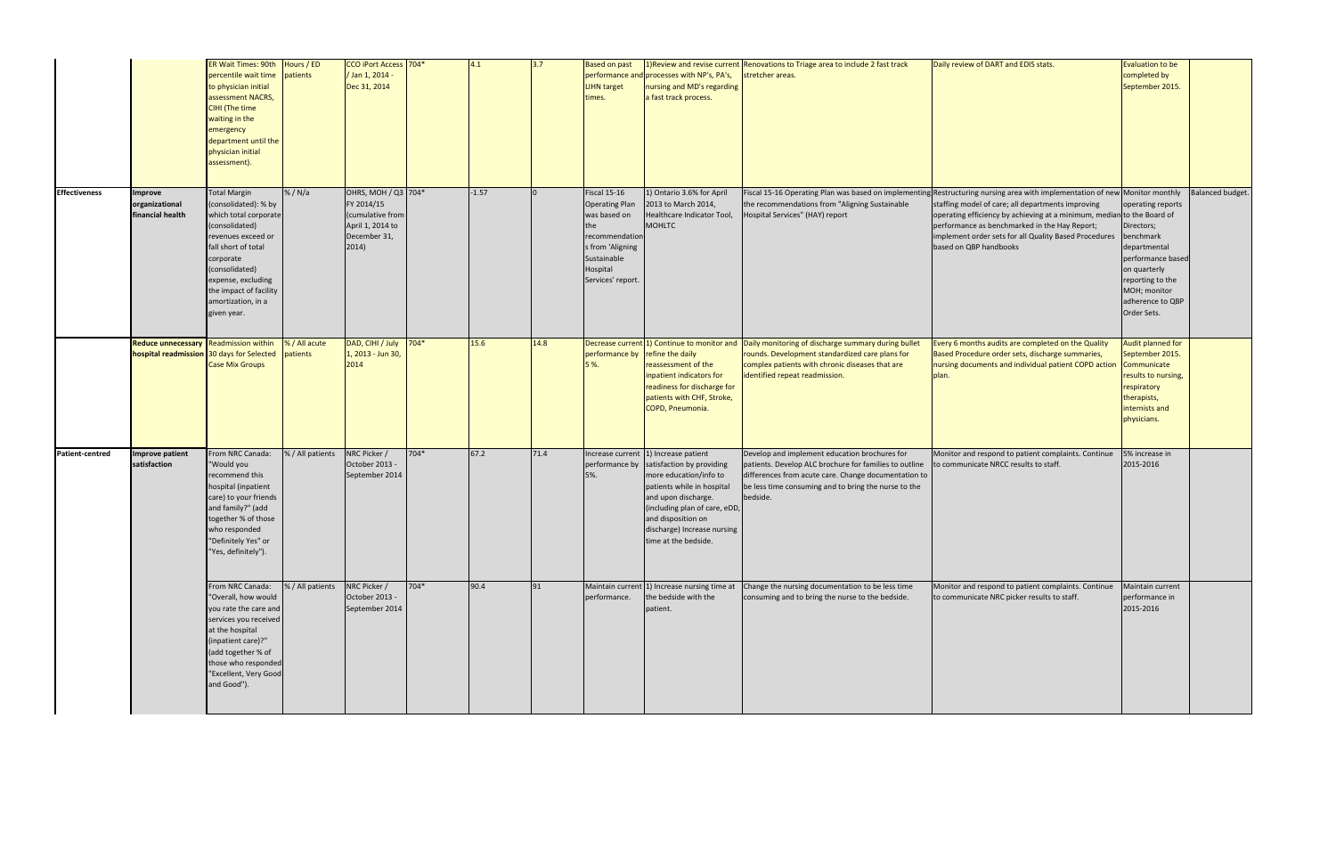| | | | | | | | | | | | | | |
|---|---|---|---|---|---|---|---|---|---|---|---|---|---|
| | | ER Wait Times: 90th percentile wait time to physician initial assessment NACRS, CIHI (The time waiting in the emergency department until the physician initial assessment). | Hours / ED patients | CCO iPort Access / Jan 1, 2014 - Dec 31, 2014 | 704* | 4.1 | 3.7 | Based on past performance and LHN target times. | 1)Review and revise current processes with NP's, PA's, nursing and MD's regarding a fast track process. | Renovations to Triage area to include 2 fast track stretcher areas. | Daily review of DART and EDIS stats. | Evaluation to be completed by September 2015. | |
| **Effectiveness** | **Improve organizational financial health** | Total Margin (consolidated): % by which total corporate (consolidated) revenues exceed or fall short of total corporate (consolidated) expense, excluding the impact of facility amortization, in a given year. | % / N/a | OHRS, MOH / Q3 FY 2014/15 (cumulative from April 1, 2014 to December 31, 2014) | 704* | -1.57 | 0 | Fiscal 15-16 Operating Plan was based on the recommendations from 'Aligning Sustainable Hospital Services' report. | 1) Ontario 3.6% for April 2013 to March 2014, Healthcare Indicator Tool, MOHLTC | Fiscal 15-16 Operating Plan was based on implementing the recommendations from "Aligning Sustainable Hospital Services" (HAY) report | Restructuring nursing area with implementation of new staffing model of care; all departments improving operating efficiency by achieving at a minimum, median performance as benchmarked in the Hay Report; implement order sets for all Quality Based Procedures based on QBP handbooks | Monitor monthly operating reports to the Board of Directors; benchmark departmental performance based on quarterly reporting to the MOH; monitor adherence to QBP Order Sets. | Balanced budget. |
| | **Reduce unnecessary hospital readmission** | Readmission within 30 days for Selected Case Mix Groups | % / All acute patients | DAD, CIHI / July 1, 2013 - Jun 30, 2014 | 704* | 15.6 | 14.8 | Decrease current performance by 5 %. | 1) Continue to monitor and refine the daily reassessment of the inpatient indicators for readiness for discharge for patients with CHF, Stroke, COPD, Pneumonia. | Daily monitoring of discharge summary during bullet rounds. Development standardized care plans for complex patients with chronic diseases that are identified repeat readmission. | Every 6 months audits are completed on the Quality Based Procedure order sets, discharge summaries, nursing documents and individual patient COPD action plan. | Audit planned for September 2015. Communicate results to nursing, respiratory therapists, internists and physicians. | |
| **Patient-centred** | **Improve patient satisfaction** | From NRC Canada: "Would you recommend this hospital (inpatient care) to your friends and family?" (add together % of those who responded "Definitely Yes" or "Yes, definitely"). | % / All patients | NRC Picker / October 2013 - September 2014 | 704* | 67.2 | 71.4 | Increase current performance by 5%. | 1) Increase patient satisfaction by providing more education/info to patients while in hospital and upon discharge. (including plan of care, eDD, and disposition on discharge) Increase nursing time at the bedside. | Develop and implement education brochures for patients. Develop ALC brochure for families to outline differences from acute care. Change documentation to be less time consuming and to bring the nurse to the bedside. | Monitor and respond to patient complaints. Continue to communicate NRCC results to staff. | 5% increase in 2015-2016 | |
| | | From NRC Canada: "Overall, how would you rate the care and services you received at the hospital (inpatient care)?" (add together % of those who responded "Excellent, Very Good and Good"). | % / All patients | NRC Picker / October 2013 - September 2014 | 704* | 90.4 | 91 | Maintain current performance. | 1) Increase nursing time at the bedside with the patient. | Change the nursing documentation to be less time consuming and to bring the nurse to the bedside. | Monitor and respond to patient complaints. Continue to communicate NRC picker results to staff. | Maintain current performance in 2015-2016 | |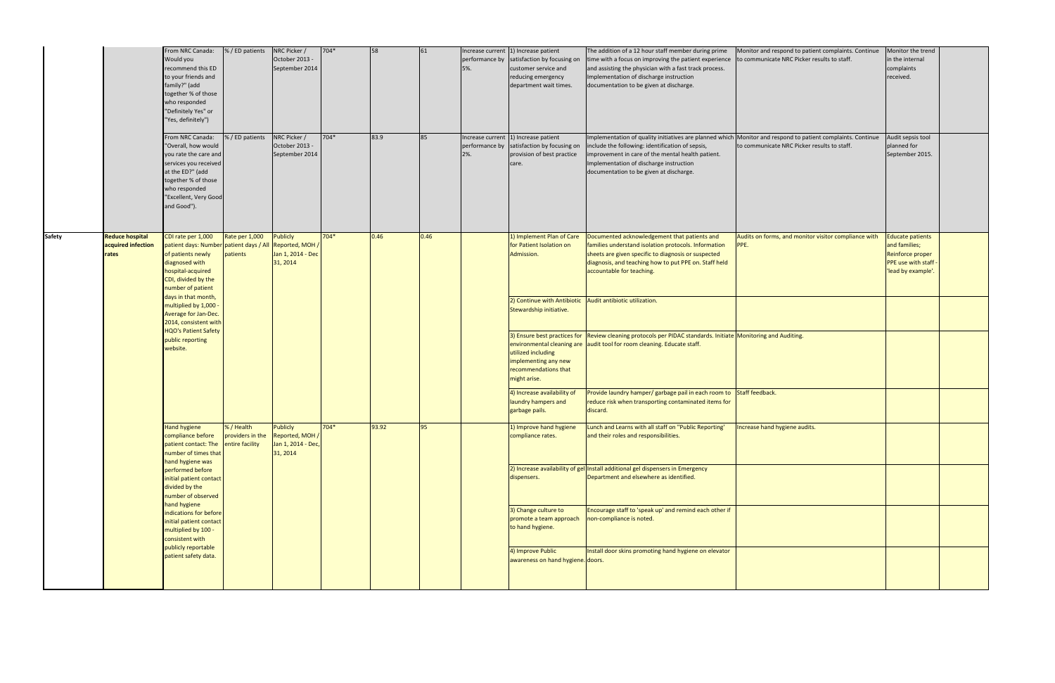| | | | | | | | | | | | | | | |
|---|---|---|---|---|---|---|---|---|---|---|---|---|---|---|
| | | From NRC Canada: Would you recommend this ED to your friends and family?" (add together % of those who responded "Definitely Yes" or "Yes, definitely") | % / ED patients | NRC Picker / October 2013 - September 2014 | 704* | 58 | 61 | Increase current performance by 5%. | 1) Increase patient satisfaction by focusing on customer service and reducing emergency department wait times. | The addition of a 12 hour staff member during prime time with a focus on improving the patient experience and assisting the physician with a fast track process. Implementation of discharge instruction documentation to be given at discharge. | Monitor and respond to patient complaints. Continue to communicate NRC Picker results to staff. | Monitor the trend in the internal complaints received. | |
| | | From NRC Canada: "Overall, how would you rate the care and services you received at the ED?" (add together % of those who responded "Excellent, Very Good and Good"). | % / ED patients | NRC Picker / October 2013 - September 2014 | 704* | 83.9 | 85 | Increase current performance by 2%. | 1) Increase patient satisfaction by focusing on provision of best practice care. | Implementation of quality initiatives are planned which include the following: identification of sepsis, improvement in care of the mental health patient. Implementation of discharge instruction documentation to be given at discharge. | Monitor and respond to patient complaints. Continue to communicate NRC Picker results to staff. | Audit sepsis tool planned for September 2015. | |
| Safety | Reduce hospital acquired infection rates | CDI rate per 1,000 patient days: Number of patients newly diagnosed with hospital-acquired CDI, divided by the number of patient days in that month, multiplied by 1,000 - Average for Jan-Dec. 2014, consistent with HQO's Patient Safety public reporting website. | Rate per 1,000 patient days / All patients | Publicly Reported, MOH / Jan 1, 2014 - Dec 31, 2014 | 704* | 0.46 | 0.46 | | 1) Implement Plan of Care for Patient Isolation on Admission. | Documented acknowledgement that patients and families understand isolation protocols. Information sheets are given specific to diagnosis or suspected diagnosis, and teaching how to put PPE on. Staff held accountable for teaching. | Audits on forms, and monitor visitor compliance with PPE. | Educate patients and families; Reinforce proper PPE use with staff - 'lead by example'. | |
| | | | | | | | | | 2) Continue with Antibiotic Stewardship initiative. | Audit antibiotic utilization. | | | |
| | | | | | | | | | 3) Ensure best practices for environmental cleaning are utilized including implementing any new recommendations that might arise. | Review cleaning protocols per PIDAC standards. Initiate audit tool for room cleaning. Educate staff. | Monitoring and Auditing. | | |
| | | | | | | | | | 4) Increase availability of laundry hampers and garbage pails. | Provide laundry hamper/ garbage pail in each room to reduce risk when transporting contaminated items for discard. | Staff feedback. | | |
| | | Hand hygiene compliance before patient contact: The number of times that hand hygiene was performed before initial patient contact divided by the number of observed hand hygiene indications for before initial patient contact multiplied by 100 - consistent with publicly reportable patient safety data. | % / Health providers in the entire facility | Publicly Reported, MOH / Jan 1, 2014 - Dec, 31, 2014 | 704* | 93.92 | 95 | | 1) Improve hand hygiene compliance rates. | Lunch and Learns with all staff on "Public Reporting' and their roles and responsibilities. | Increase hand hygiene audits. | | |
| | | | | | | | | | 2) Increase availability of gel dispensers. | Install additional gel dispensers in Emergency Department and elsewhere as identified. | | | |
| | | | | | | | | | 3) Change culture to promote a team approach to hand hygiene. | Encourage staff to 'speak up' and remind each other if non-compliance is noted. | | | |
| | | | | | | | | | 4) Improve Public awareness on hand hygiene. | Install door skins promoting hand hygiene on elevator doors. | | | |